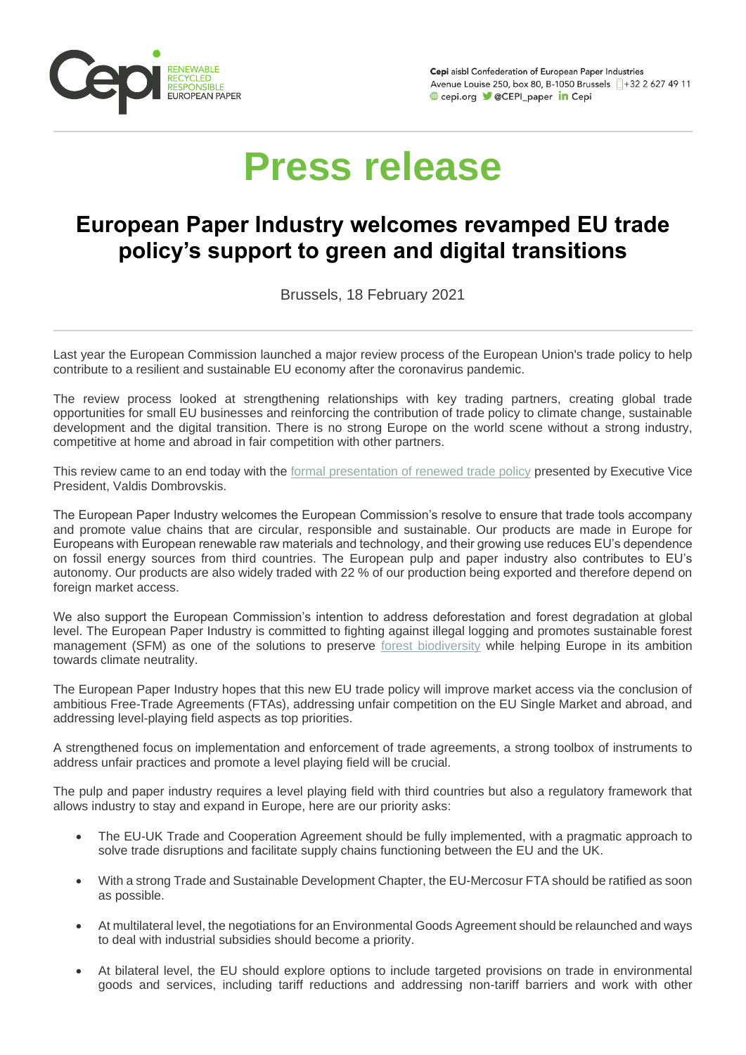Cepi aisbl Confederation of European Paper Industries
Avenue Louise 250, box 80, B-1050 Brussels +32 2 627 49 11
cepi.org @CEPI_paper Cepi

# Press release

## European Paper Industry welcomes revamped EU trade policy's support to green and digital transitions

Brussels, 18 February 2021

Last year the European Commission launched a major review process of the European Union's trade policy to help contribute to a resilient and sustainable EU economy after the coronavirus pandemic.

The review process looked at strengthening relationships with key trading partners, creating global trade opportunities for small EU businesses and reinforcing the contribution of trade policy to climate change, sustainable development and the digital transition. There is no strong Europe on the world scene without a strong industry, competitive at home and abroad in fair competition with other partners.

This review came to an end today with the formal presentation of renewed trade policy presented by Executive Vice President, Valdis Dombrovskis.

The European Paper Industry welcomes the European Commission's resolve to ensure that trade tools accompany and promote value chains that are circular, responsible and sustainable. Our products are made in Europe for Europeans with European renewable raw materials and technology, and their growing use reduces EU's dependence on fossil energy sources from third countries. The European pulp and paper industry also contributes to EU's autonomy. Our products are also widely traded with 22 % of our production being exported and therefore depend on foreign market access.

We also support the European Commission's intention to address deforestation and forest degradation at global level. The European Paper Industry is committed to fighting against illegal logging and promotes sustainable forest management (SFM) as one of the solutions to preserve forest biodiversity while helping Europe in its ambition towards climate neutrality.

The European Paper Industry hopes that this new EU trade policy will improve market access via the conclusion of ambitious Free-Trade Agreements (FTAs), addressing unfair competition on the EU Single Market and abroad, and addressing level-playing field aspects as top priorities.

A strengthened focus on implementation and enforcement of trade agreements, a strong toolbox of instruments to address unfair practices and promote a level playing field will be crucial.

The pulp and paper industry requires a level playing field with third countries but also a regulatory framework that allows industry to stay and expand in Europe, here are our priority asks:

- The EU-UK Trade and Cooperation Agreement should be fully implemented, with a pragmatic approach to solve trade disruptions and facilitate supply chains functioning between the EU and the UK.
- With a strong Trade and Sustainable Development Chapter, the EU-Mercosur FTA should be ratified as soon as possible.
- At multilateral level, the negotiations for an Environmental Goods Agreement should be relaunched and ways to deal with industrial subsidies should become a priority.
- At bilateral level, the EU should explore options to include targeted provisions on trade in environmental goods and services, including tariff reductions and addressing non-tariff barriers and work with other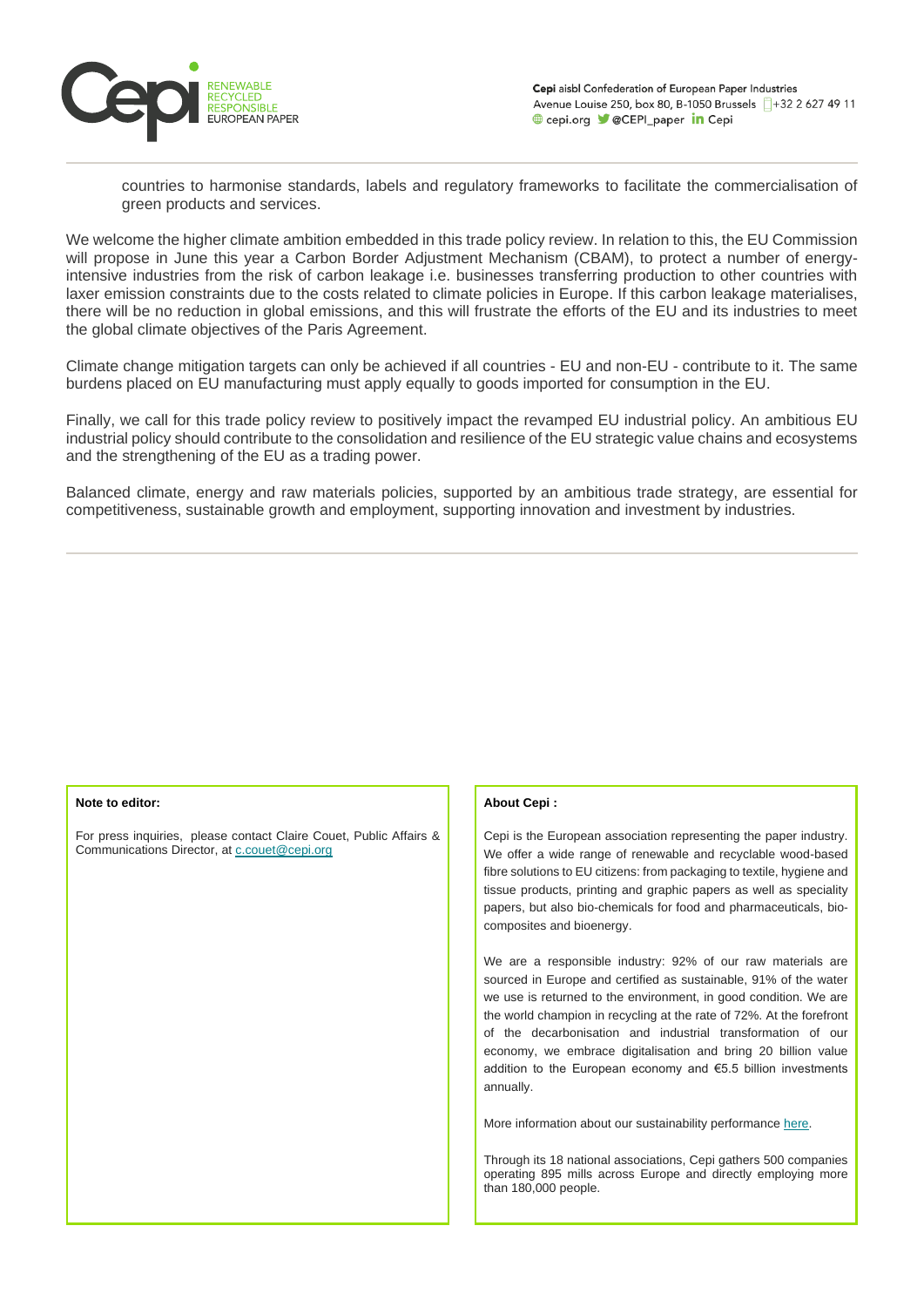countries to harmonise standards, labels and regulatory frameworks to facilitate the commercialisation of green products and services.

We welcome the higher climate ambition embedded in this trade policy review. In relation to this, the EU Commission will propose in June this year a Carbon Border Adjustment Mechanism (CBAM), to protect a number of energy-intensive industries from the risk of carbon leakage i.e. businesses transferring production to other countries with laxer emission constraints due to the costs related to climate policies in Europe. If this carbon leakage materialises, there will be no reduction in global emissions, and this will frustrate the efforts of the EU and its industries to meet the global climate objectives of the Paris Agreement.

Climate change mitigation targets can only be achieved if all countries - EU and non-EU - contribute to it. The same burdens placed on EU manufacturing must apply equally to goods imported for consumption in the EU.

Finally, we call for this trade policy review to positively impact the revamped EU industrial policy. An ambitious EU industrial policy should contribute to the consolidation and resilience of the EU strategic value chains and ecosystems and the strengthening of the EU as a trading power.

Balanced climate, energy and raw materials policies, supported by an ambitious trade strategy, are essential for competitiveness, sustainable growth and employment, supporting innovation and investment by industries.

---

**Note to editor:**

For press inquiries, please contact Claire Couet, Public Affairs & Communications Director, at [c.couet@cepi.org](mailto:c.couet@cepi.org)

**About Cepi :**

Cepi is the European association representing the paper industry. We offer a wide range of renewable and recyclable wood-based fibre solutions to EU citizens: from packaging to textile, hygiene and tissue products, printing and graphic papers as well as speciality papers, but also bio-chemicals for food and pharmaceuticals, bio-composites and bioenergy.

We are a responsible industry: 92% of our raw materials are sourced in Europe and certified as sustainable, 91% of the water we use is returned to the environment, in good condition. We are the world champion in recycling at the rate of 72%. At the forefront of the decarbonisation and industrial transformation of our economy, we embrace digitalisation and bring 20 billion value addition to the European economy and €5.5 billion investments annually.

More information about our sustainability performance here.

Through its 18 national associations, Cepi gathers 500 companies operating 895 mills across Europe and directly employing more than 180,000 people.